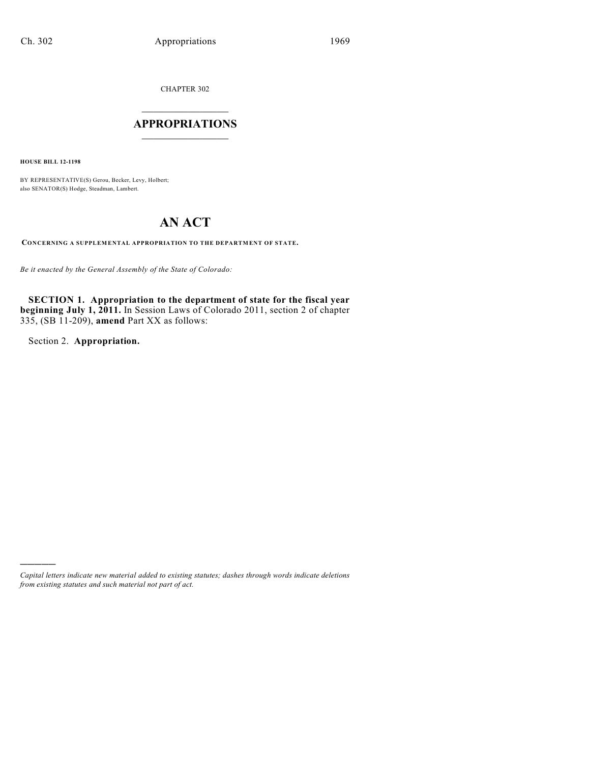CHAPTER 302

# APPROPRIATIONS

**HOUSE BILL 12-1198**

BY REPRESENTATIVE(S) Gerou, Becker, Levy, Holbert;
also SENATOR(S) Hodge, Steadman, Lambert.

# AN ACT

**CONCERNING A SUPPLEMENTAL APPROPRIATION TO THE DEPARTMENT OF STATE.**

*Be it enacted by the General Assembly of the State of Colorado:*

**SECTION 1. Appropriation to the department of state for the fiscal year beginning July 1, 2011.** In Session Laws of Colorado 2011, section 2 of chapter 335, (SB 11-209), **amend** Part XX as follows:

Section 2. **Appropriation.**

---

*Capital letters indicate new material added to existing statutes; dashes through words indicate deletions from existing statutes and such material not part of act.*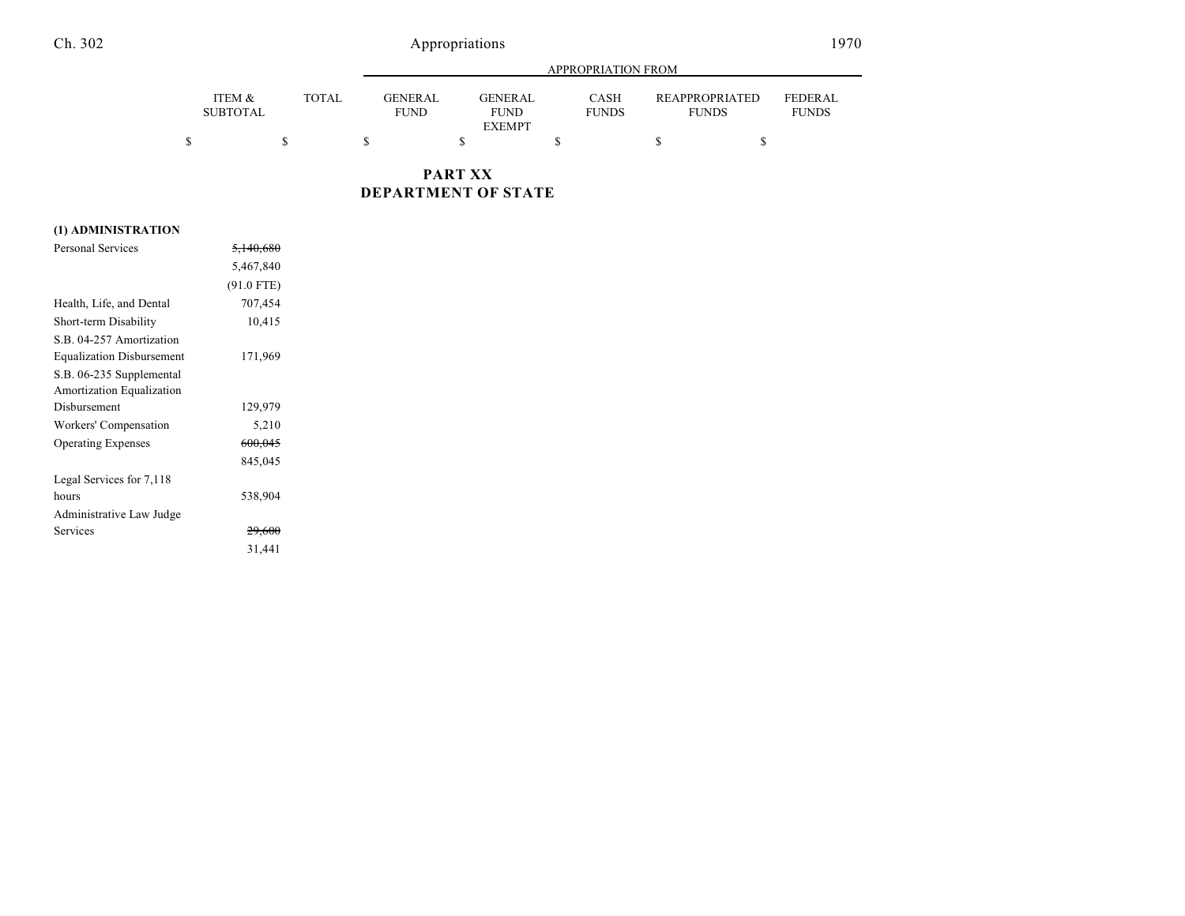| | ITEM & SUBTOTAL | TOTAL | GENERAL FUND | GENERAL FUND EXEMPT | CASH FUNDS | REAPPROPRIATED FUNDS | FEDERAL FUNDS |
|---|---|---|---|---|---|---|---|
| | | | APPROPRIATION FROM | | | | |
| | $ | $ | $ | $ | $ | $ | $ |

## PART XX
## DEPARTMENT OF STATE

| | ITEM & SUBTOTAL | TOTAL | GENERAL FUND | GENERAL FUND EXEMPT | CASH FUNDS | REAPPROPRIATED FUNDS | FEDERAL FUNDS |
|---|---|---|---|---|---|---|---|
| **(1) ADMINISTRATION** | | | | | | | |
| Personal Services | ~~5,140,680~~ | | | | | | |
| | 5,467,840 | | | | | | |
| | (91.0 FTE) | | | | | | |
| Health, Life, and Dental | 707,454 | | | | | | |
| Short-term Disability | 10,415 | | | | | | |
| S.B. 04-257 Amortization Equalization Disbursement | 171,969 | | | | | | |
| S.B. 06-235 Supplemental Amortization Equalization Disbursement | 129,979 | | | | | | |
| Workers' Compensation | 5,210 | | | | | | |
| Operating Expenses | ~~600,045~~ | | | | | | |
| | 845,045 | | | | | | |
| Legal Services for 7,118 hours | 538,904 | | | | | | |
| Administrative Law Judge Services | ~~29,600~~ | | | | | | |
| | 31,441 | | | | | | |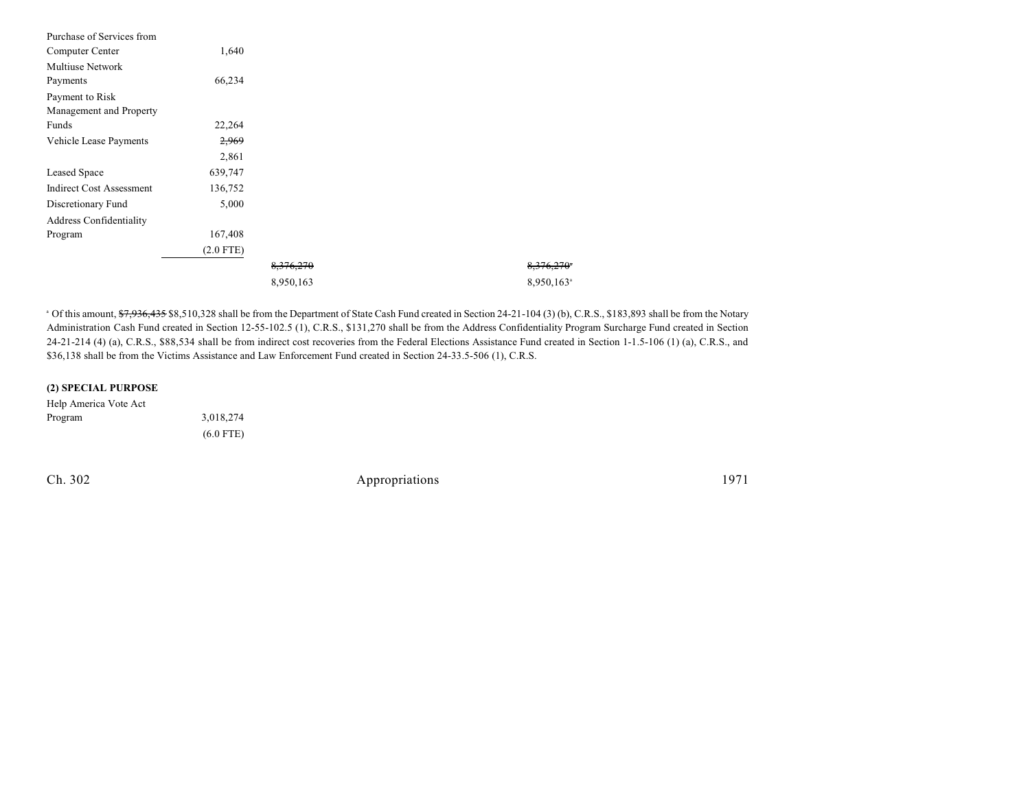| | | | | |
|---|---|---|---|---|
| Purchase of Services from Computer Center | 1,640 | | | |
| Multiuse Network Payments | 66,234 | | | |
| Payment to Risk Management and Property Funds | 22,264 | | | |
| Vehicle Lease Payments | ~~2,969~~ 2,861 | | | |
| Leased Space | 639,747 | | | |
| Indirect Cost Assessment | 136,752 | | | |
| Discretionary Fund | 5,000 | | | |
| Address Confidentiality Program | 167,408 (2.0 FTE) | | | |
| | | ~~8,376,270~~ 8,950,163 | | ~~8,376,270~~[a] 8,950,163[a] |

[a] Of this amount, ~~$7,936,435~~ $8,510,328 shall be from the Department of State Cash Fund created in Section 24-21-104 (3) (b), C.R.S., $183,893 shall be from the Notary Administration Cash Fund created in Section 12-55-102.5 (1), C.R.S., $131,270 shall be from the Address Confidentiality Program Surcharge Fund created in Section 24-21-214 (4) (a), C.R.S., $88,534 shall be from indirect cost recoveries from the Federal Elections Assistance Fund created in Section 1-1.5-106 (1) (a), C.R.S., and $36,138 shall be from the Victims Assistance and Law Enforcement Fund created in Section 24-33.5-506 (1), C.R.S.

**(2) SPECIAL PURPOSE**

| | |
|---|---|
| Help America Vote Act Program | 3,018,274 (6.0 FTE) |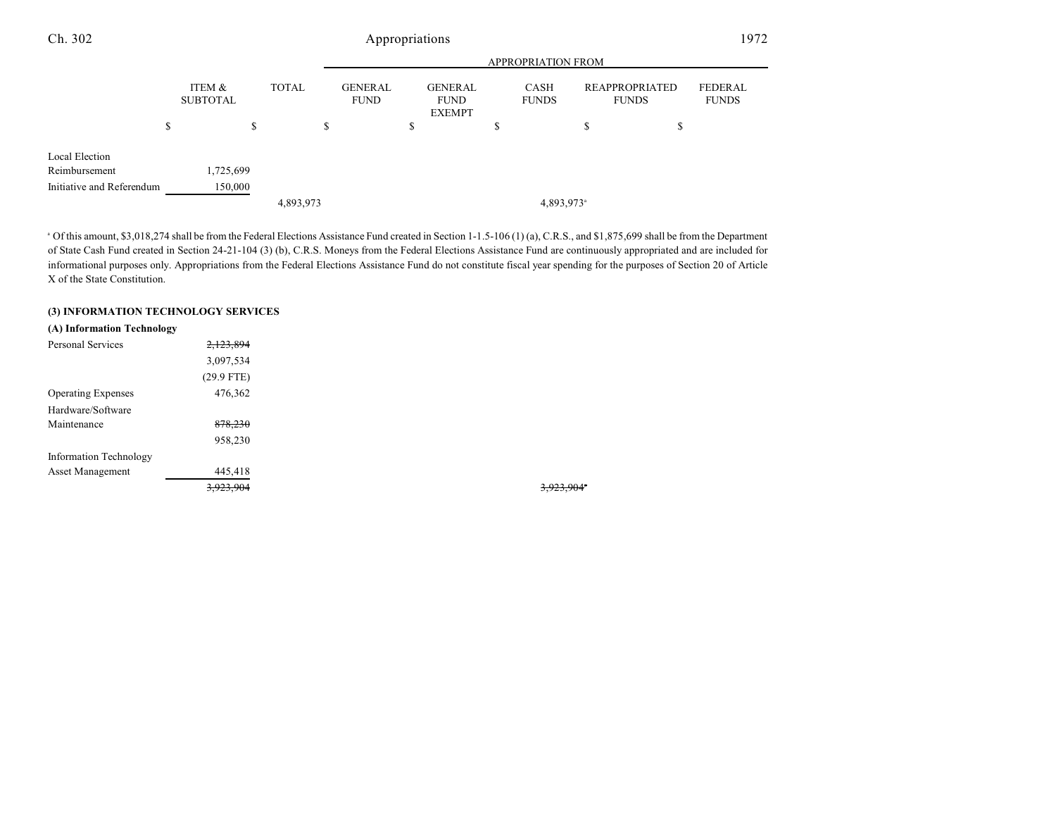| | ITEM & SUBTOTAL | TOTAL | APPROPRIATION FROM GENERAL FUND | GENERAL FUND EXEMPT | CASH FUNDS | REAPPROPRIATED FUNDS | FEDERAL FUNDS |
|---|---|---|---|---|---|---|---|
| | $ | $ | $ | $ | $ | $ | $ |
| Local Election Reimbursement | 1,725,699 | | | | | | |
| Initiative and Referendum | 150,000 | | | | | | |
| | | 4,893,973 | | | 4,893,973[a] | | |

[a] Of this amount, $3,018,274 shall be from the Federal Elections Assistance Fund created in Section 1-1.5-106 (1) (a), C.R.S., and $1,875,699 shall be from the Department of State Cash Fund created in Section 24-21-104 (3) (b), C.R.S. Moneys from the Federal Elections Assistance Fund are continuously appropriated and are included for informational purposes only. Appropriations from the Federal Elections Assistance Fund do not constitute fiscal year spending for the purposes of Section 20 of Article X of the State Constitution.

**(3) INFORMATION TECHNOLOGY SERVICES**

**(A) Information Technology**

| | ITEM & SUBTOTAL | TOTAL | GENERAL FUND | GENERAL FUND EXEMPT | CASH FUNDS | REAPPROPRIATED FUNDS | FEDERAL FUNDS |
|---|---|---|---|---|---|---|---|
| Personal Services | ~~2,123,894~~ | | | | | | |
| | 3,097,534 | | | | | | |
| | (29.9 FTE) | | | | | | |
| Operating Expenses | 476,362 | | | | | | |
| Hardware/Software Maintenance | ~~878,230~~ | | | | | | |
| | 958,230 | | | | | | |
| Information Technology Asset Management | 445,418 | | | | | | |
| | ~~3,923,904~~ | | | | ~~3,923,904~~[a] | | |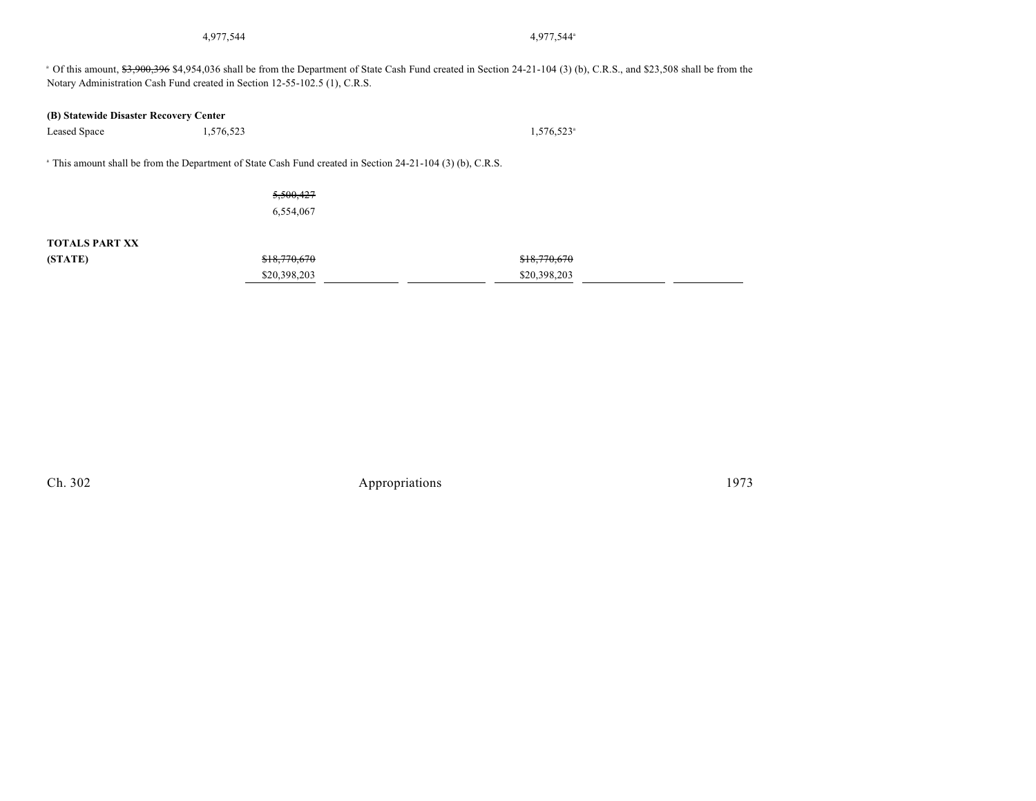| | | | | | | |
|---|---|---|---|---|---|---|
| | 4,977,544 | | | 4,977,544[a] | | |

[a] Of this amount, ~~$3,900,396~~ $4,954,036 shall be from the Department of State Cash Fund created in Section 24-21-104 (3) (b), C.R.S., and $23,508 shall be from the Notary Administration Cash Fund created in Section 12-55-102.5 (1), C.R.S.

**(B) Statewide Disaster Recovery Center**

| | | | | | | | |
|---|---|---|---|---|---|---|---|
| Leased Space | 1,576,523 | | | | 1,576,523[a] | | |

[a] This amount shall be from the Department of State Cash Fund created in Section 24-21-104 (3) (b), C.R.S.

| | | | | | | |
|---|---|---|---|---|---|---|
| | ~~5,500,427~~ 6,554,067 | | | | | |

| | | | | | | |
|---|---|---|---|---|---|---|
| **TOTALS PART XX (STATE)** | ~~$18,770,670~~ $20,398,203 | | | ~~$18,770,670~~ $20,398,203 | | |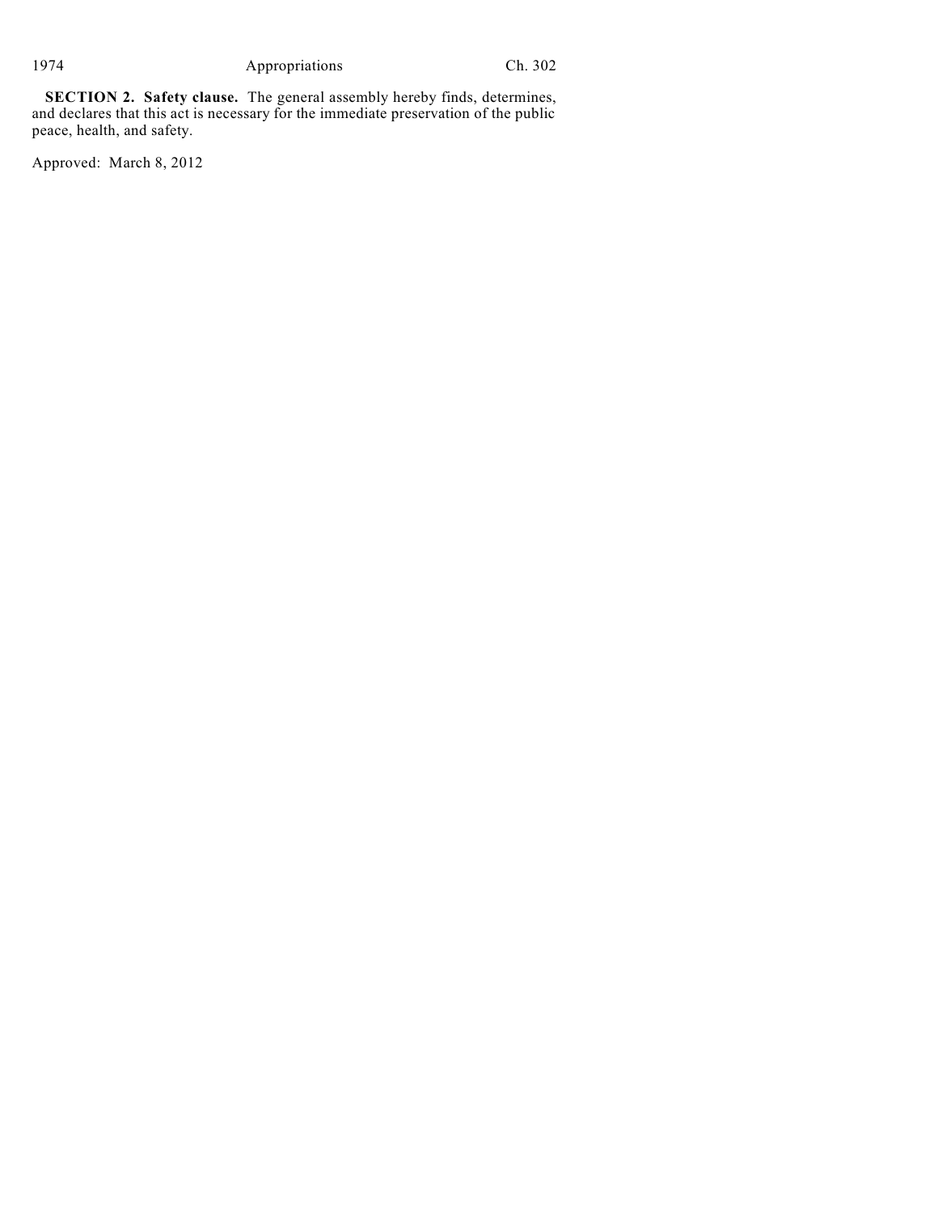**SECTION 2. Safety clause.** The general assembly hereby finds, determines, and declares that this act is necessary for the immediate preservation of the public peace, health, and safety.

Approved: March 8, 2012